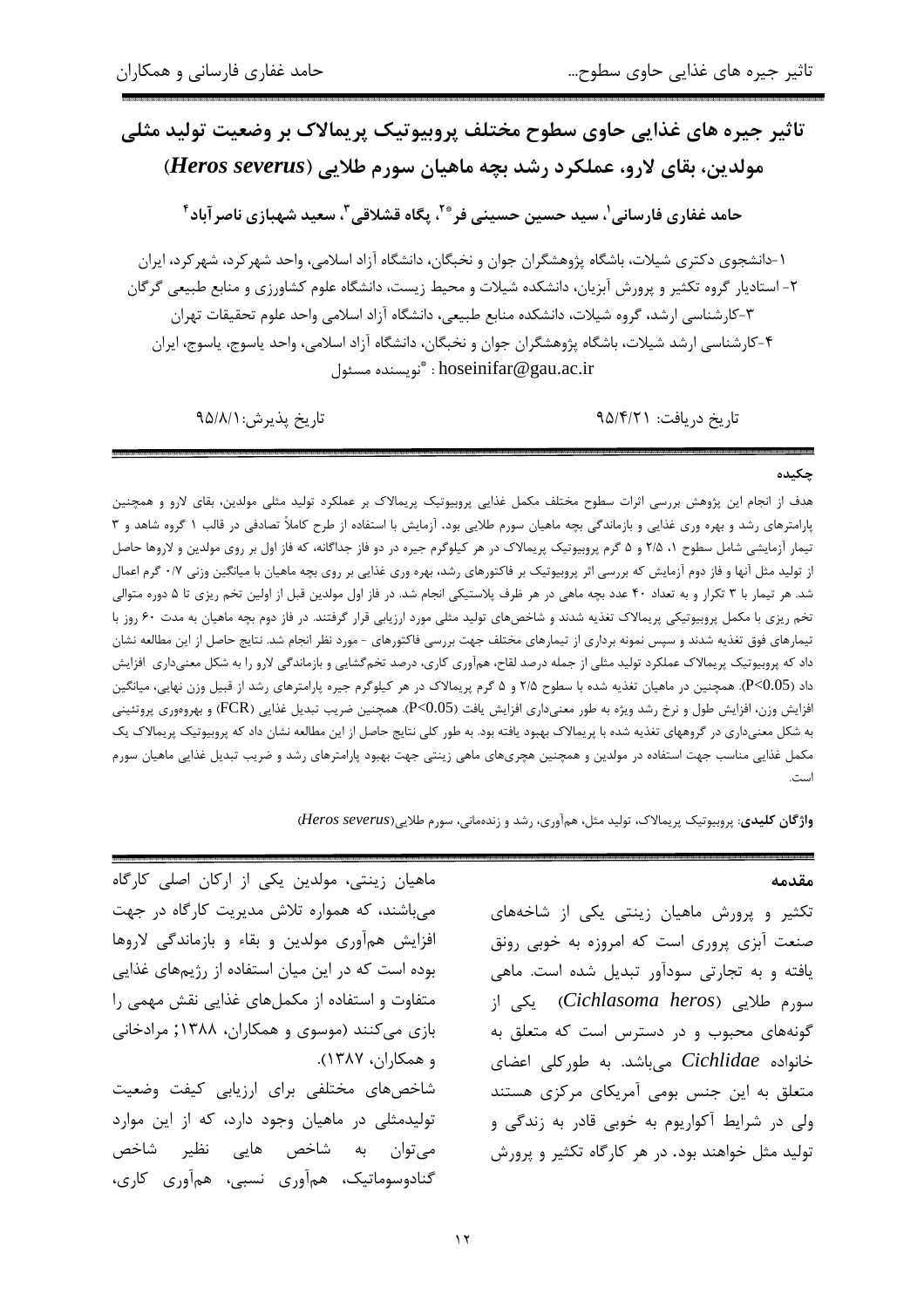# تاثیر جیره های غذایی حاوی سطوح مختلف پروبیوتیک پریمالاک بر وضعیت تولید مثلی مولدین، بقای لارو، عملکرد رشد بچه ماهیان سورم طلایی (*Heros severus*)

**حامد غفاری فارسانی[1]، سید حسین حسینی فر*[2]، پگاه قشلاقی[3]، سعید شهبازی ناصرآباد[4]**

۱-دانشجوی دکتری شیلات، باشگاه پژوهشگران جوان و نخبگان، دانشگاه آزاد اسلامی، واحد شهرکرد، شهرکرد، ایران
۲- استادیار گروه تکثیر و پرورش آبزیان، دانشکده شیلات و محیط زیست، دانشگاه علوم کشاورزی و منابع طبیعی گرگان
۳-کارشناسی ارشد، گروه شیلات، دانشکده منابع طبیعی، دانشگاه آزاد اسلامی واحد علوم تحقیقات تهران
۴-کارشناسی ارشد شیلات، باشگاه پژوهشگران جوان و نخبگان، دانشگاه آزاد اسلامی، واحد یاسوج، یاسوج، ایران
hoseinifar@gau.ac.ir : *نویسنده مسئول

تاریخ دریافت: ۹۵/۴/۲۱ تاریخ پذیرش: ۹۵/۸/۱

## چکیده

هدف از انجام این پژوهش بررسی اثرات سطوح مختلف مکمل غذایی پروبیوتیک پریمالاک بر عملکرد تولید مثلی مولدین، بقای لارو و همچنین پارامترهای رشد و بهره وری غذایی و بازماندگی بچه ماهیان سورم طلایی بود. آزمایش با استفاده از طرح کاملاً تصادفی در قالب ۱ گروه شاهد و ۳ تیمار آزمایشی شامل سطوح ۱، ۲/۵ و ۵ گرم پروبیوتیک پریمالاک در هر کیلوگرم جیره در دو فاز جداگانه، که فاز اول بر روی مولدین و لاروها حاصل از تولید مثل آنها و فاز دوم آزمایش که بررسی اثر پروبیوتیک بر فاکتورهای رشد، بهره وری غذایی بر روی بچه ماهیان با میانگین وزنی ۰/۷ گرم اعمال شد. هر تیمار با ۳ تکرار و به تعداد ۴۰ عدد بچه ماهی در هر ظرف پلاستیکی انجام شد. در فاز اول مولدین قبل از اولین تخم ریزی تا ۵ دوره متوالی تخم ریزی با مکمل پروبیوتیکی پریمالاک تغذیه شدند و شاخص‌های تولید مثلی مورد ارزیابی قرار گرفتند. در فاز دوم بچه ماهیان به مدت ۶۰ روز با تیمارهای فوق تغذیه شدند و سپس نمونه برداری از تیمارهای مختلف جهت بررسی فاکتورهای - مورد نظر انجام شد. نتایج حاصل از این مطالعه نشان داد که پروبیوتیک پریمالاک عملکرد تولید مثلی از جمله درصد لقاح، هم‌آوری کاری، درصد تخم‌گشایی و بازماندگی لارو را به شکل معنی‌داری افزایش داد ($P<0.05$). همچنین در ماهیان تغذیه شده با سطوح ۲/۵ و ۵ گرم پریمالاک در هر کیلوگرم جیره پارامترهای رشد از قبیل وزن نهایی، میانگین افزایش وزن، افزایش طول و نرخ رشد ویژه به طور معنی‌داری افزایش یافت ($P<0.05$). همچنین ضریب تبدیل غذایی (FCR) و بهره‌وری پروتئینی به شکل معنی‌داری در گروههای تغذیه شده با پریمالاک بهبود یافته بود. به طور کلی نتایج حاصل از این مطالعه نشان داد که پروبیوتیک پریمالاک یک مکمل غذایی مناسب جهت استفاده در مولدین و همچنین هچری‌های ماهی زینتی جهت بهبود پارامترهای رشد و ضریب تبدیل غذایی ماهیان سورم است.

**واژگان کلیدی**: پروبیوتیک پریمالاک، تولید مثل، هم‌آوری، رشد و زنده‌مانی، سورم طلایی(*Heros severus*)

## مقدمه

تکثیر و پرورش ماهیان زینتی یکی از شاخه‌های صنعت آبزی پروری است که امروزه به خوبی رونق یافته و به تجارتی سودآور تبدیل شده است. ماهی سورم طلایی (*Cichlasoma heros*) یکی از گونه‌های محبوب و در دسترس است که متعلق به خانواده *Cichlidae* می‌باشد. به طورکلی اعضای متعلق به این جنس بومی آمریکای مرکزی هستند ولی در شرایط آکواریوم به خوبی قادر به زندگی و تولید مثل خواهند بود. در هر کارگاه تکثیر و پرورش ماهیان زینتی، مولدین یکی از ارکان اصلی کارگاه می‌باشند، که همواره تلاش مدیریت کارگاه در جهت افزایش هم‌آوری مولدین و بقاء و بازماندگی لاروها بوده است که در این میان استفاده از رژیم‌های غذایی متفاوت و استفاده از مکمل‌های غذایی نقش مهمی را بازی می‌کنند (موسوی و همکاران، ۱۳۸۸; مرادخانی و همکاران، ۱۳۸۷).

شاخص‌های مختلفی برای ارزیابی کیفت وضعیت تولیدمثلی در ماهیان وجود دارد، که از این موارد می‌توان به شاخص هایی نظیر شاخص گنادوسوماتیک، هم‌آوری نسبی، هم‌آوری کاری،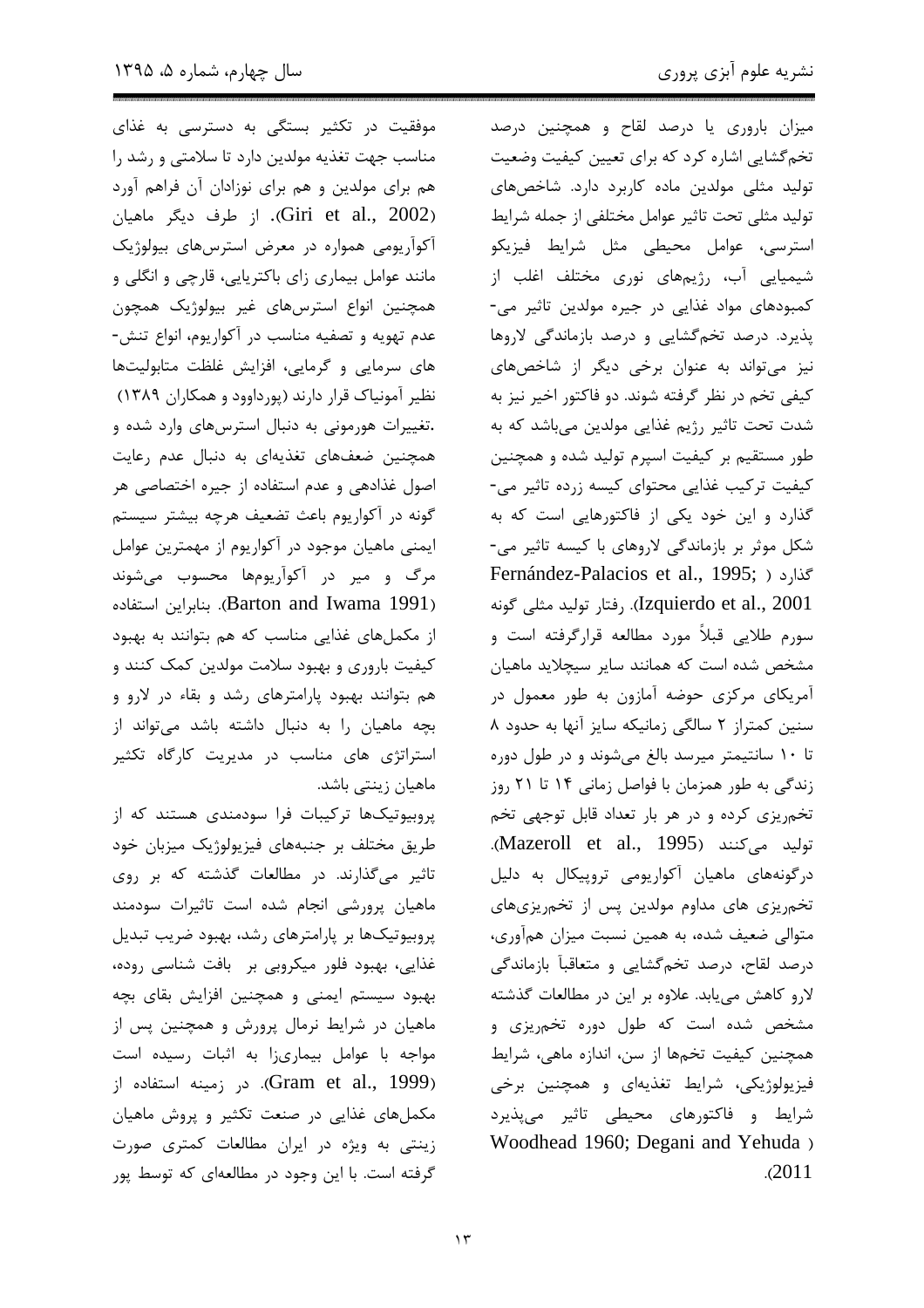میزان باروری یا درصد لقاح و همچنین درصد تخم‌گشایی اشاره کرد که برای تعیین کیفیت وضعیت تولید مثلی مولدین ماده کاربرد دارد. شاخص‌های تولید مثلی تحت تاثیر عوامل مختلفی از جمله شرایط استرسی، عوامل محیطی مثل شرایط فیزیکو شیمیایی آب، رژیم‌های نوری مختلف اغلب از کمبودهای مواد غذایی در جیره مولدین تاثیر می‌پذیرد. درصد تخم‌گشایی و درصد بازماندگی لاروها نیز می‌تواند به عنوان برخی دیگر از شاخص‌های کیفی تخم در نظر گرفته شوند. دو فاکتور اخیر نیز به شدت تحت تاثیر رژیم غذایی مولدین می‌باشد که به طور مستقیم بر کیفیت اسپرم تولید شده و همچنین کیفیت ترکیب غذایی محتوای کیسه زرده تاثیر می‌گذارد و این خود یکی از فاکتورهایی است که به شکل موثر بر بازماندگی لاروهای با کیسه تاثیر می‌گذارد (Fernández-Palacios et al., 1995; Izquierdo et al., 2001). رفتار تولید مثلی گونه سورم طلایی قبلاً مورد مطالعه قرارگرفته است و مشخص شده است که همانند سایر سیچلاید ماهیان آمریکای مرکزی حوضه آمازون به طور معمول در سنین کمتراز ۲ سالگی زمانیکه سایز آنها به حدود ۸ تا ۱۰ سانتیمتر میرسد بالغ می‌شوند و در طول دوره زندگی به طور همزمان با فواصل زمانی ۱۴ تا ۲۱ روز تخم‌ریزی کرده و در هر بار تعداد قابل توجهی تخم تولید می‌کنند (Mazeroll et al., 1995). درگونه‌های ماهیان آکواریومی تروپیکال به دلیل تخم‌ریزی های مداوم مولدین پس از تخم‌ریزی‌های متوالی ضعیف شده، به همین نسبت میزان هم‌آوری، درصد لقاح، درصد تخم‌گشایی و متعاقباً بازماندگی لارو کاهش می‌یابد. علاوه بر این در مطالعات گذشته مشخص شده است که طول دوره تخم‌ریزی و همچنین کیفیت تخم‌ها از سن، اندازه ماهی، شرایط فیزیولوژیکی، شرایط تغذیه‌ای و همچنین برخی شرایط و فاکتورهای محیطی تاثیر می‌پذیرد (Woodhead 1960; Degani and Yehuda 2011).

موفقیت در تکثیر بستگی به دسترسی به غذای مناسب جهت تغذیه مولدین دارد تا سلامتی و رشد را هم برای مولدین و هم برای نوزادان آن فراهم آورد (Giri et al., 2002). از طرف دیگر ماهیان آکوآریومی همواره در معرض استرس‌های بیولوژیک مانند عوامل بیماری زای باکتریایی، قارچی و انگلی و همچنین انواع استرس‌های غیر بیولوژیک همچون عدم تهویه و تصفیه مناسب در آکواریوم، انواع تنش‌های سرمایی و گرمایی، افزایش غلظت متابولیت‌ها نظیر آمونیاک قرار دارند (پورداوود و همکاران ۱۳۸۹) .تغییرات هورمونی به دنبال استرس‌های وارد شده و همچنین ضعف‌های تغذیه‌ای به دنبال عدم رعایت اصول غذادهی و عدم استفاده از جیره اختصاصی هر گونه در آکواریوم باعث تضعیف هرچه بیشتر سیستم ایمنی ماهیان موجود در آکواریوم از مهمترین عوامل مرگ و میر در آکوآریوم‌ها محسوب می‌شوند (Barton and Iwama 1991). بنابراین استفاده از مکمل‌های غذایی مناسب که هم بتوانند به بهبود کیفیت باروری و بهبود سلامت مولدین کمک کنند و هم بتوانند بهبود پارامترهای رشد و بقاء در لارو و بچه ماهیان را به دنبال داشته باشد می‌تواند از استراتژی های مناسب در مدیریت کارگاه تکثیر ماهیان زینتی باشد.

پروبیوتیک‌ها ترکیبات فرا سودمندی هستند که از طریق مختلف بر جنبه‌های فیزیولوژیک میزبان خود تاثیر می‌گذارند. در مطالعات گذشته که بر روی ماهیان پرورشی انجام شده است تاثیرات سودمند پروبیوتیک‌ها بر پارامترهای رشد، بهبود ضریب تبدیل غذایی، بهبود فلور میکروبی بر بافت شناسی روده، بهبود سیستم ایمنی و همچنین افزایش بقای بچه ماهیان در شرایط نرمال پرورش و همچنین پس از مواجه با عوامل بیماری‌زا به اثبات رسیده است (Gram et al., 1999). در زمینه استفاده از مکمل‌های غذایی در صنعت تکثیر و پروش ماهیان زینتی به ویژه در ایران مطالعات کمتری صورت گرفته است. با این وجود در مطالعه‌ای که توسط پور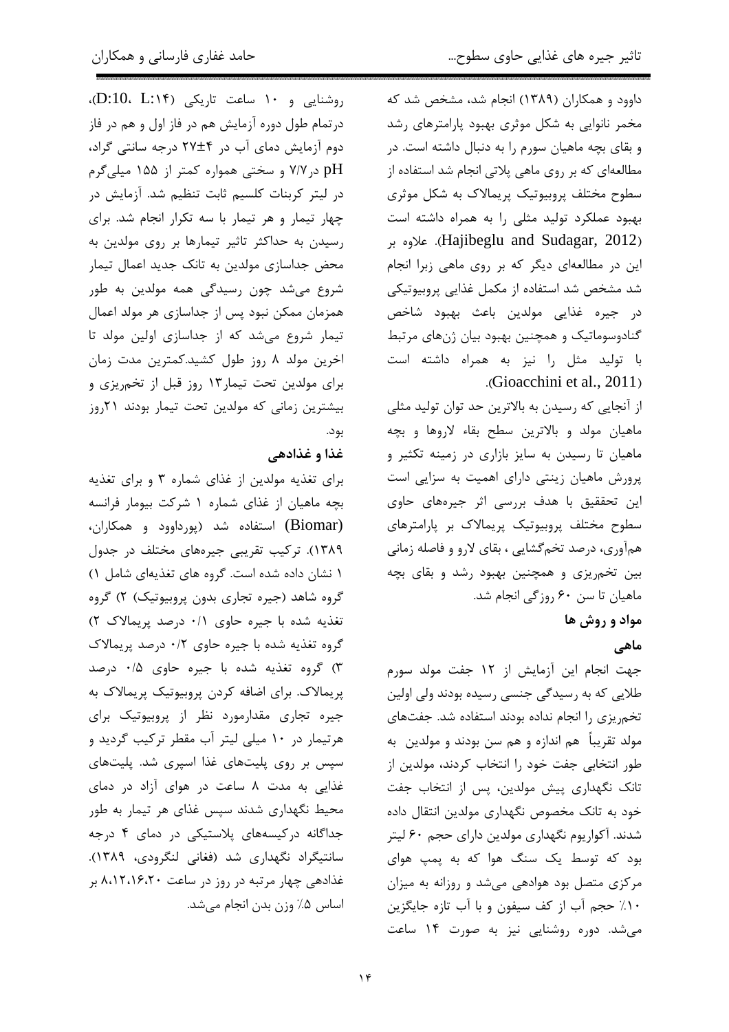داوود و همکاران (۱۳۸۹) انجام شد، مشخص شد که مخمر نانوایی به شکل موثری بهبود پارامترهای رشد و بقای بچه ماهیان سورم را به دنبال داشته است. در مطالعه‌ای که بر روی ماهی پلاتی انجام شد استفاده از سطوح مختلف پروبیوتیک پریمالاک به شکل موثری بهبود عملکرد تولید مثلی را به همراه داشته است (Hajibeglu and Sudagar, 2012). علاوه بر این در مطالعه‌ای دیگر که بر روی ماهی زبرا انجام شد مشخص شد استفاده از مکمل غذایی پروبیوتیکی در جیره غذایی مولدین باعث بهبود شاخص گنادوسوماتیک و همچنین بهبود بیان ژن‌های مرتبط با تولید مثل را نیز به همراه داشته است (Gioacchini et al., 2011).

از آنجایی که رسیدن به بالاترین حد توان تولید مثلی ماهیان مولد و بالاترین سطح بقاء لاروها و بچه ماهیان تا رسیدن به سایز بازاری در زمینه تکثیر و پرورش ماهیان زینتی دارای اهمیت به سزایی است این تحققیق با هدف بررسی اثر جیره‌های حاوی سطوح مختلف پروبیوتیک پریمالاک بر پارامترهای هم‌آوری، درصد تخم‌گشایی ، بقای لارو و فاصله زمانی بین تخم‌ریزی و همچنین بهبود رشد و بقای بچه ماهیان تا سن ۶۰ روزگی انجام شد.

## مواد و روش ها

### ماهی

جهت انجام این آزمایش از ۱۲ جفت مولد سورم طلایی که به رسیدگی جنسی رسیده بودند ولی اولین تخم‌ریزی را انجام نداده بودند استفاده شد. جفت‌های مولد تقریباً هم اندازه و هم سن بودند و مولدین به طور انتخابی جفت خود را انتخاب کردند، مولدین از تانک نگهداری پیش مولدین، پس از انتخاب جفت خود به تانک مخصوص نگهداری مولدین انتقال داده شدند. آکواریوم نگهداری مولدین دارای حجم ۶۰ لیتر بود که توسط یک سنگ هوا که به پمپ هوای مرکزی متصل بود هوادهی می‌شد و روزانه به میزان ۱۰٪ حجم آب از کف سیفون و با آب تازه جایگزین می‌شد. دوره روشنایی نیز به صورت ۱۴ ساعت روشنایی و ۱۰ ساعت تاریکی (D:10، L:14)، درتمام طول دوره آزمایش هم در فاز اول و هم در فاز دوم آزمایش دمای آب در ۴±۲۷ درجه سانتی گراد، pH در۷/۷ و سختی همواره کمتر از ۱۵۵ میلی‌گرم در لیتر کربنات کلسیم ثابت تنظیم شد. آزمایش در چهار تیمار و هر تیمار با سه تکرار انجام شد. برای رسیدن به حداکثر تاثیر تیمارها بر روی مولدین به محض جداسازی مولدین به تانک جدید اعمال تیمار شروع می‌شد چون رسیدگی همه مولدین به طور همزمان ممکن نبود پس از جداسازی هر مولد اعمال تیمار شروع می‌شد که از جداسازی اولین مولد تا اخرین مولد ۸ روز طول کشید.کمترین مدت زمان برای مولدین تحت تیمار۱۳ روز قبل از تخم‌ریزی و بیشترین زمانی که مولدین تحت تیمار بودند ۲۱روز بود.

### غذا و غذادهی

برای تغذیه مولدین از غذای شماره ۳ و برای تغذیه بچه ماهیان از غذای شماره ۱ شرکت بیومار فرانسه (Biomar) استفاده شد (پورداوود و همکاران، ۱۳۸۹). ترکیب تقریبی جیره‌های مختلف در جدول ۱ نشان داده شده است. گروه های تغذیه‌ای شامل ۱) گروه شاهد (جیره تجاری بدون پروبیوتیک) ۲) گروه تغذیه شده با جیره حاوی ۰/۱ درصد پریمالاک ۲) گروه تغذیه شده با جیره حاوی ۰/۲ درصد پریمالاک ۳) گروه تغذیه شده با جیره حاوی ۰/۵ درصد پریمالاک. برای اضافه کردن پروبیوتیک پریمالاک به جیره تجاری مقدارمورد نظر از پروبیوتیک برای هرتیمار در ۱۰ میلی لیتر آب مقطر ترکیب گردید و سپس بر روی پلیت‌های غذا اسپری شد. پلیت‌های غذایی به مدت ۸ ساعت در هوای آزاد در دمای محیط نگهداری شدند سپس غذای هر تیمار به طور جداگانه درکیسه‌های پلاستیکی در دمای ۴ درجه سانتیگراد نگهداری شد (فغانی لنگرودی، ۱۳۸۹). غذادهی چهار مرتبه در روز در ساعت ۸،۱۲،۱۶،۲۰ بر اساس ۵٪ وزن بدن انجام می‌شد.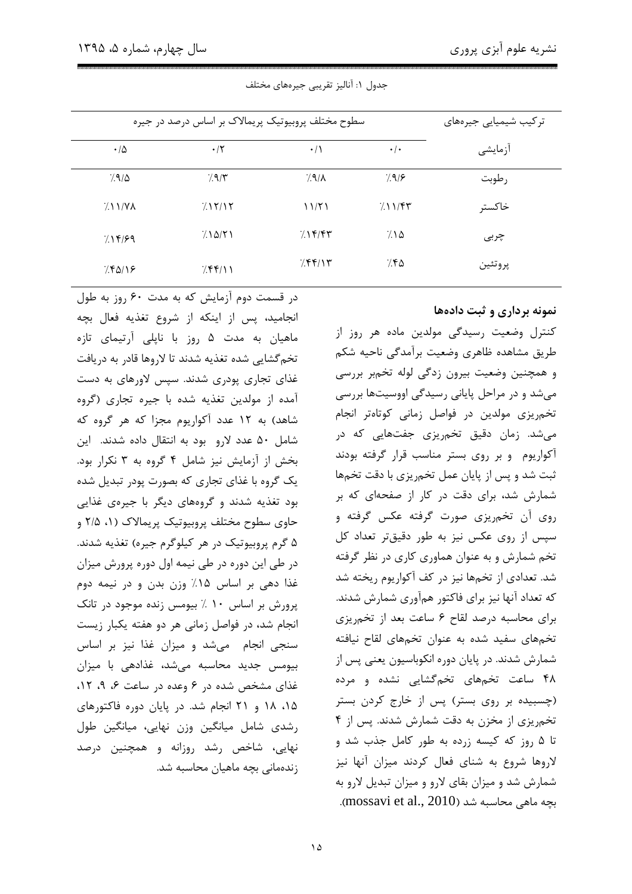جدول ۱: آنالیز تقریبی جیره‌های مختلف

| ترکیب شیمیایی جیره‌های آزمایشی | سطوح مختلف پروبیوتیک پریمالاک بر اساس درصد در جیره | | | |
|---|---|---|---|---|
| | ۰/۰ | ۰/۱ | ۰/۲ | ۰/۵ |
| رطوبت | ۹/۶٪ | ۹/۸٪ | ۹/۳٪ | ۹/۵٪ |
| خاکستر | ۱۱/۴۳٪ | ۱۱/۲۱ | ۱۲/۱۲٪ | ۱۱/۷۸٪ |
| چربی | ۱۵٪ | ۱۴/۴۳٪ | ۱۵/۲۱٪ | ۱۴/۶۹٪ |
| پروتئین | ۴۵٪ | ۴۴/۱۳٪ | ۴۴/۱۱٪ | ۴۵/۱۶٪ |

**نمونه برداری و ثبت داده‌ها**

کنترل وضعیت رسیدگی مولدین ماده هر روز از طریق مشاهده ظاهری وضعیت برآمدگی ناحیه شکم و همچنین وضعیت بیرون زدگی لوله تخم‌بر بررسی می‌شد و در مراحل پایانی رسیدگی اووسیت‌ها بررسی تخم‌ریزی مولدین در فواصل زمانی کوتاه‌تر انجام می‌شد. زمان دقیق تخم‌ریزی جفت‌هایی که در آکواریوم و بر روی بستر مناسب قرار گرفته بودند ثبت شد و پس از پایان عمل تخم‌ریزی با دقت تخم‌ها شمارش شد، برای دقت در کار از صفحه‌ای که بر روی آن تخم‌ریزی صورت گرفته عکس گرفته و سپس از روی عکس نیز به طور دقیق‌تر تعداد کل تخم شمارش و به عنوان هماوری کاری در نظر گرفته شد. تعدادی از تخم‌ها نیز در کف آکواریوم ریخته شد که تعداد آنها نیز برای فاکتور هم‌آوری شمارش شدند. برای محاسبه درصد لقاح ۶ ساعت بعد از تخم‌ریزی تخم‌های سفید شده به عنوان تخم‌های لقاح نیافته شمارش شدند. در پایان دوره انکوباسیون یعنی پس از ۴۸ ساعت تخم‌های تخم‌گشایی نشده و مرده (چسبیده بر روی بستر) پس از خارج کردن بستر تخم‌ریزی از مخزن به دقت شمارش شدند. پس از ۴ تا ۵ روز که کیسه زرده به طور کامل جذب شد و لاروها شروع به شنای فعال کردند میزان آنها نیز شمارش شد و میزان بقای لارو و میزان تبدیل لارو به بچه ماهی محاسبه شد (mossavi et al., 2010).

در قسمت دوم آزمایش که به مدت ۶۰ روز به طول انجامید، پس از اینکه از شروع تغذیه فعال بچه ماهیان به مدت ۵ روز با ناپلی آرتیمای تازه تخم‌گشایی شده تغذیه شدند تا لاروها قادر به دریافت غذای تجاری پودری شدند. سپس لاورهای به دست آمده از مولدین تغذیه شده با جیره تجاری (گروه شاهد) به ۱۲ عدد آکواریوم مجزا که هر گروه که شامل ۵۰ عدد لارو بود به انتقال داده شدند. این بخش از آزمایش نیز شامل ۴ گروه به ۳ نکرار بود. یک گروه با غذای تجاری که بصورت پودر تبدیل شده بود تغذیه شدند و گروه‌های دیگر با جیره‌ی غذایی حاوی سطوح مختلف پروبیوتیک پریمالاک (۱، ۲/۵ و ۵ گرم پروبیوتیک در هر کیلوگرم جیره) تغذیه شدند. در طی این دوره در طی نیمه اول دوره پرورش میزان غذا دهی بر اساس ۱۵٪ وزن بدن و در نیمه دوم پرورش بر اساس ۱۰ ٪ بیومس زنده موجود در تانک انجام شد، در فواصل زمانی هر دو هفته یکبار زیست سنجی انجام می‌شد و میزان غذا نیز بر اساس بیومس جدید محاسبه می‌شد، غذادهی با میزان غذای مشخص شده در ۶ وعده در ساعت ۶، ۹، ۱۲، ۱۵، ۱۸ و ۲۱ انجام شد. در پایان دوره فاکتورهای رشدی شامل میانگین وزن نهایی، میانگین طول نهایی، شاخص رشد روزانه و همچنین درصد زنده‌مانی بچه ماهیان محاسبه شد.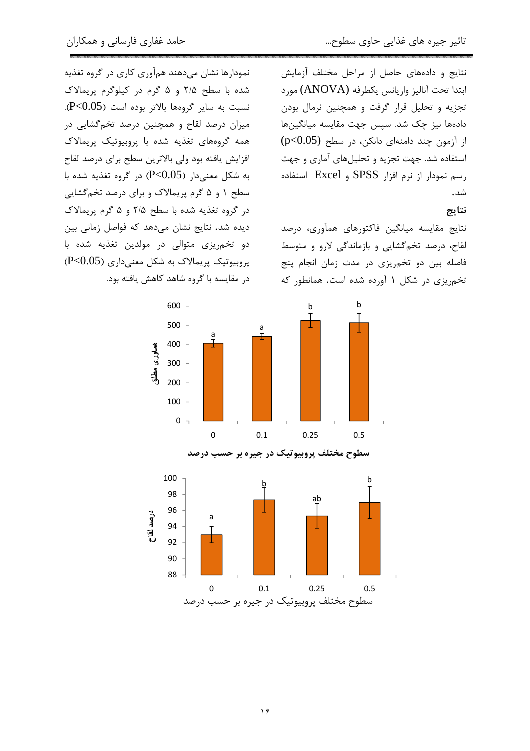نتایج و داده‌های حاصل از مراحل مختلف آزمایش ابتدا تحت آنالیز واریانس یکطرفه (ANOVA) مورد تجزیه و تحلیل قرار گرفت و همچنین نرمال بودن داده‌ها نیز چک شد. سپس جهت مقایسه میانگین‌ها از آزمون چند دامنه‌ای دانکن، در سطح $(p<0.05)$ استفاده شد. جهت تجزیه و تحلیل‌های آماری و جهت رسم نمودار از نرم افزار SPSS و Excel استفاده شد.

## نتایج

نتایج مقایسه میانگین فاکتورهای همآوری، درصد لقاح، درصد تخم‌گشایی و بازماندگی لارو و متوسط فاصله بین دو تخم‌ریزی در مدت زمان انجام پنج تخم‌ریزی در شکل ۱ آورده شده است. همانطور که نمودارها نشان می‌دهند هم‌آوری کاری در گروه تغذیه شده با سطح ۲/۵ و ۵ گرم در کیلوگرم پریمالاک نسبت به سایر گروهها بالاتر بوده است $(P<0.05)$. میزان درصد لقاح و همچنین درصد تخم‌گشایی در همه گروه‌های تغذیه شده با پروبیوتیک پریمالاک افزایش یافته بود ولی بالاترین سطح برای درصد لقاح به شکل معنی‌دار $(P<0.05)$ در گروه تغذیه شده با سطح ۱ و ۵ گرم پریمالاک و برای درصد تخم‌گشایی در گروه تغذیه شده با سطح ۲/۵ و ۵ گرم پریمالاک دیده شد. نتایج نشان می‌دهد که فواصل زمانی بین دو تخم‌ریزی متوالی در مولدین تغذیه شده با پروبیوتیک پریمالاک به شکل معنی‌داری $(P<0.05)$ در مقایسه با گروه شاهد کاهش یافته بود.

| سطوح مختلف پروبیوتیک در جیره بر حسب درصد | 0 | 0.1 | 0.25 | 0.5 |
|---|---|---|---|---|
| هماوری مطلق | a | a | b | b |

| سطوح مختلف پروبیوتیک در جیره بر حسب درصد | 0 | 0.1 | 0.25 | 0.5 |
|---|---|---|---|---|
| درصد لقاح | a | b | ab | b |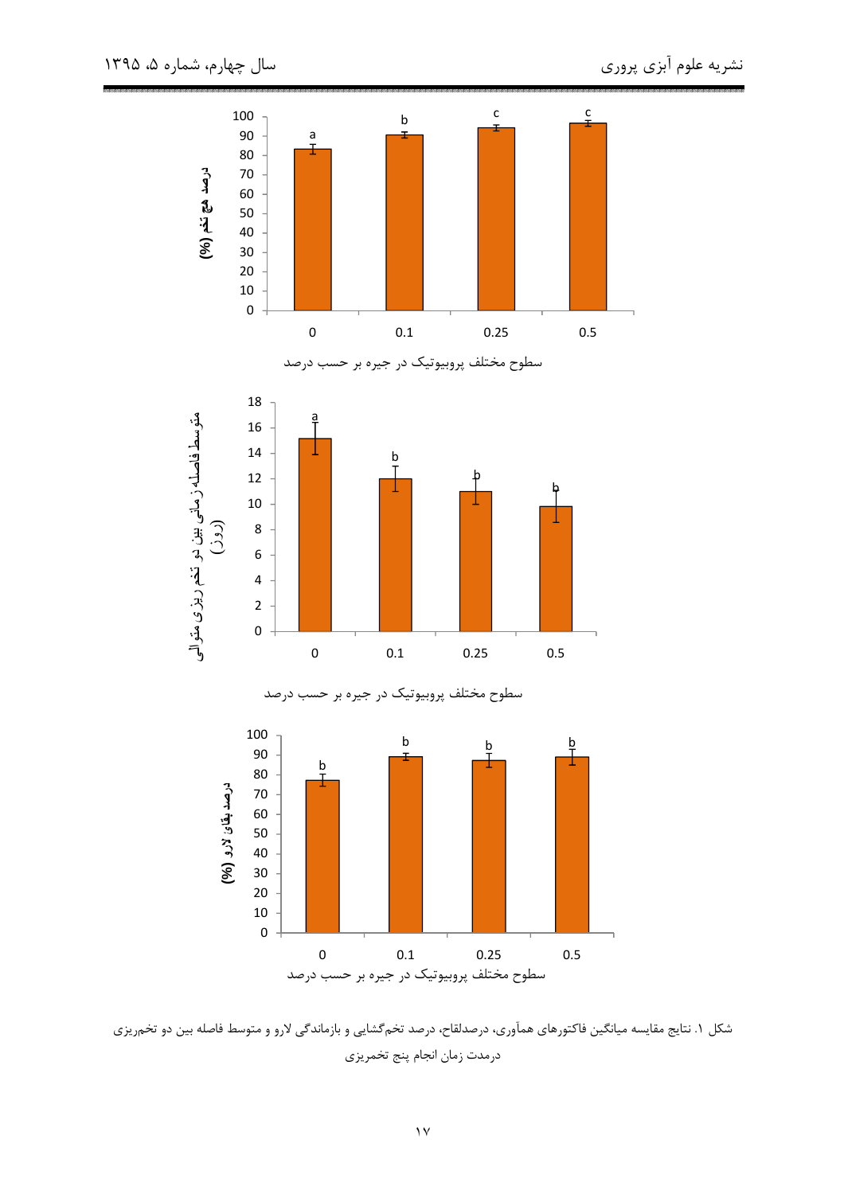شکل ۱. نتایج مقایسه میانگین فاکتورهای همآوری، درصدلقاح، درصد تخم‌گشایی و بازماندگی لارو و متوسط فاصله بین دو تخم‌ریزی درمدت زمان انجام پنج تخمریزی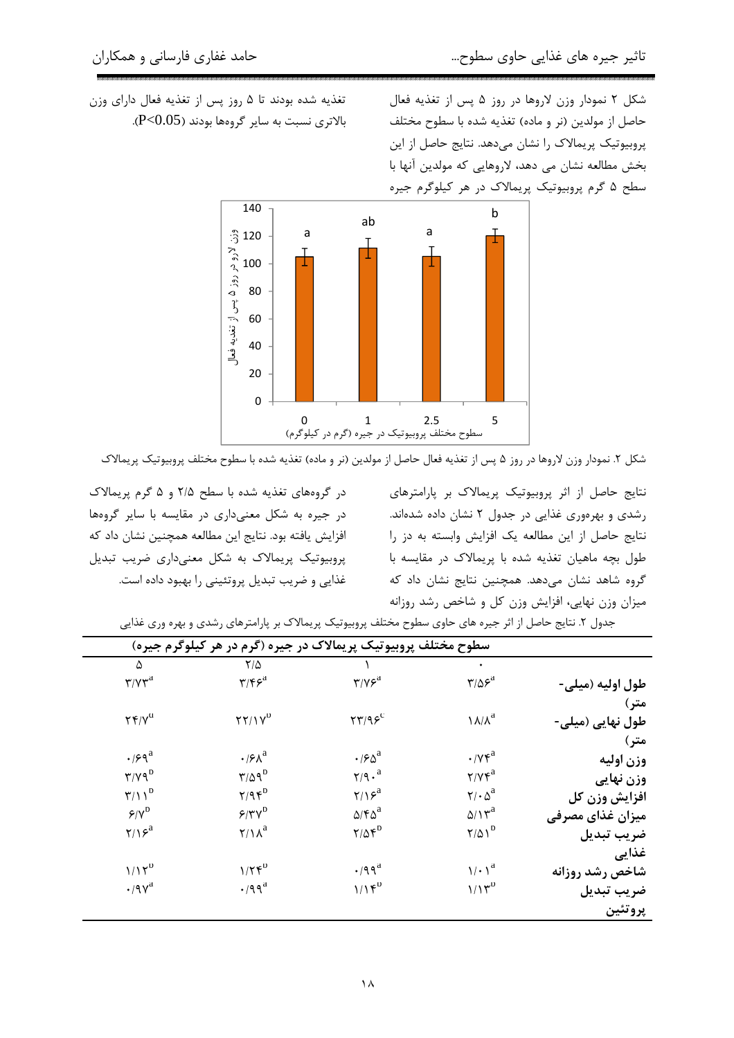شکل ۲ نمودار وزن لاروها در روز ۵ پس از تغذیه فعال حاصل از مولدین (نر و ماده) تغذیه شده با سطوح مختلف پروبیوتیک پریمالاک را نشان می‌دهد. نتایج حاصل از این بخش مطالعه نشان می دهد، لاروهایی که مولدین آنها با سطح ۵ گرم پروبیوتیک پریمالاک در هر کیلوگرم جیره تغذیه شده بودند تا ۵ روز پس از تغذیه فعال دارای وزن بالاتری نسبت به سایر گروه‌ها بودند (P<0.05).

شکل ۲. نمودار وزن لاروها در روز ۵ پس از تغذیه فعال حاصل از مولدین (نر و ماده) تغذیه شده با سطوح مختلف پروبیوتیک پریمالاک

نتایج حاصل از اثر پروبیوتیک پریمالاک بر پارامترهای رشدی و بهره‌وری غذایی در جدول ۲ نشان داده شده‌اند. نتایج حاصل از این مطالعه یک افزایش وابسته به دز را طول بچه ماهیان تغذیه شده با پریمالاک در مقایسه با گروه شاهد نشان می‌دهد. همچنین نتایج نشان داد که میزان وزن نهایی، افزایش وزن کل و شاخص رشد روزانه در گروه‌های تغذیه شده با سطح ۲/۵ و ۵ گرم پریمالاک در جیره به شکل معنی‌داری در مقایسه با سایر گروه‌ها افزایش یافته بود. نتایج این مطالعه همچنین نشان داد که پروبیوتیک پریمالاک به شکل معنی‌داری ضریب تبدیل غذایی و ضریب تبدیل پروتئینی را بهبود داده است.

جدول ۲. نتایج حاصل از اثر جیره های حاوی سطوح مختلف پروبیوتیک پریمالاک بر پارامترهای رشدی و بهره وری غذایی

| | سطوح مختلف پروبیوتیک پریمالاک در جیره (گرم در هر کیلوگرم جیره) | | | |
|---|---|---|---|---|
| | ۰ | ۱ | ۲/۵ | ۵ |
| طول اولیه (میلی‌متر) | ۳/۵۶[a] | ۳/۷۶[a] | ۳/۴۶[a] | ۳/۷۳[a] |
| طول نهایی (میلی‌متر) | ۱۸/۸[a] | ۲۳/۹۶[c] | ۲۲/۱۷[b] | ۲۴/۷[d] |
| وزن اولیه | ۰/۷۴[a] | ۰/۶۵[a] | ۰/۶۸[a] | ۰/۶۹[a] |
| وزن نهایی | ۲/۷۴[a] | ۲/۹۰[a] | ۳/۵۹[b] | ۳/۷۹[b] |
| افزایش وزن کل | ۲/۰۵[a] | ۲/۱۶[a] | ۲/۹۴[b] | ۳/۱۱[b] |
| میزان غذای مصرفی | ۵/۱۳[a] | ۵/۴۵[a] | ۶/۳۷[b] | ۶/۷[b] |
| ضریب تبدیل غذایی | ۲/۵۱[b] | ۲/۵۴[b] | ۲/۱۸[a] | ۲/۱۶[a] |
| شاخص رشد روزانه | ۱/۰۱[a] | ۰/۹۹[a] | ۱/۲۴[b] | ۱/۱۲[b] |
| ضریب تبدیل پروتئین | ۱/۱۳[b] | ۱/۱۴[b] | ۰/۹۹[a] | ۰/۹۷[a] |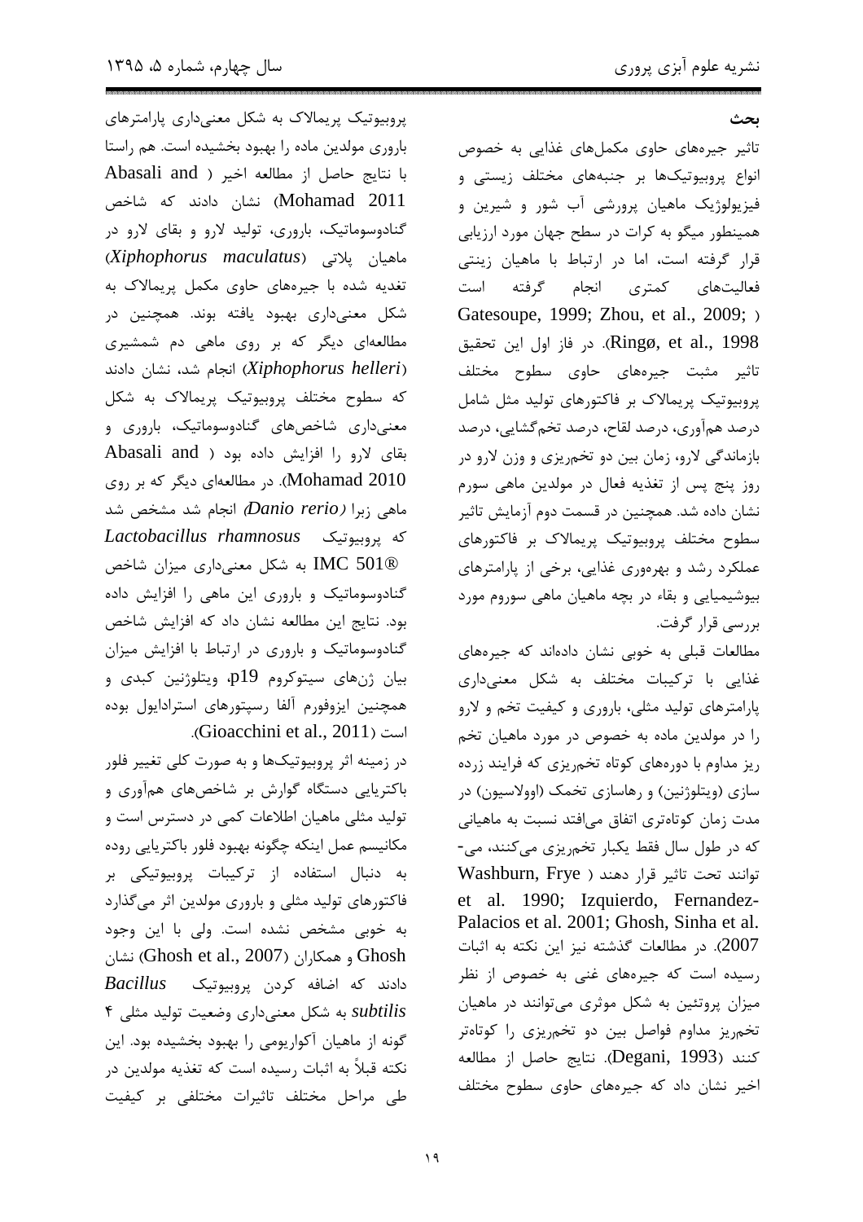## بحث

تاثیر جیره‌های حاوی مکمل‌های غذایی به خصوص انواع پروبیوتیک‌ها بر جنبه‌های مختلف زیستی و فیزیولوژیک ماهیان پرورشی آب شور و شیرین و همینطور میگو به کرات در سطح جهان مورد ارزیابی قرار گرفته است، اما در ارتباط با ماهیان زینتی فعالیت‌های کمتری انجام گرفته است (Gatesoupe, 1999; Zhou, et al., 2009; Ringø, et al., 1998). در فاز اول این تحقیق تاثیر مثبت جیره‌های حاوی سطوح مختلف پروبیوتیک پریمالاک بر فاکتورهای تولید مثل شامل درصد هم‌آوری، درصد لقاح، درصد تخم‌گشایی، درصد بازماندگی لارو، زمان بین دو تخم‌ریزی و وزن لارو در روز پنج پس از تغذیه فعال در مولدین ماهی سوروم نشان داده شد. همچنین در قسمت دوم آزمایش تاثیر سطوح مختلف پروبیوتیک پریمالاک بر فاکتورهای عملکرد رشد و بهره‌وری غذایی، برخی از پارامترهای بیوشیمیایی و بقاء در بچه ماهیان ماهی سوروم مورد بررسی قرار گرفت.

مطالعات قبلی به خوبی نشان داده‌اند که جیره‌های غذایی با ترکیبات مختلف به شکل معنی‌داری پارامترهای تولید مثلی، باروری و کیفیت تخم و لارو را در مولدین ماده به خصوص در مورد ماهیان تخم ریز مداوم با دوره‌های کوتاه تخم‌ریزی که فرایند زرده سازی (ویتلوژنین) و رهاسازی تخمک (اوولاسیون) در مدت زمان کوتاه‌تری اتفاق می‌افتد نسبت به ماهیانی که در طول سال فقط یکبار تخم‌ریزی می‌کنند، می‌توانند تحت تاثیر قرار دهند (Washburn, Frye et al. 1990; Izquierdo, Fernandez-Palacios et al. 2001; Ghosh, Sinha et al. 2007). در مطالعات گذشته نیز این نکته به اثبات رسیده است که جیره‌های غنی به خصوص از نظر میزان پروتئین به شکل موثری می‌توانند در ماهیان تخم‌ریز مداوم فواصل بین دو تخم‌ریزی را کوتاه‌تر کنند (Degani, 1993). نتایج حاصل از مطالعه اخیر نشان داد که جیره‌های حاوی سطوح مختلف پروبیوتیک پریمالاک به شکل معنی‌داری پارامترهای باروری مولدین ماده را بهبود بخشیده است. هم راستا با نتایج حاصل از مطالعه اخیر (Abasali and Mohamad 2011) نشان دادند که شاخص گنادوسوماتیک، باروری، تولید لارو و بقای لارو در ماهیان پلاتی (*Xiphophorus maculatus*) تغذیه شده با جیره‌های حاوی مکمل پریمالاک به شکل معنی‌داری بهبود یافته بوند. همچنین در مطالعه‌ای دیگر که بر روی ماهی دم شمشیری (*Xiphophorus helleri*) انجام شد، نشان دادند که سطوح مختلف پروبیوتیک پریمالاک به شکل معنی‌داری شاخص‌های گنادوسوماتیک، باروری و بقای لارو را افزایش داده بود (Abasali and Mohamad 2010). در مطالعه‌ای دیگر که بر روی ماهی زبرا (*Danio rerio*) انجام شد مشخص شد که پروبیوتیک *Lactobacillus rhamnosus* IMC 501® به شکل معنی‌داری میزان شاخص گنادوسوماتیک و باروری این ماهی را افزایش داده بود. نتایج این مطالعه نشان داد که افزایش شاخص گنادوسوماتیک و باروری در ارتباط با افزایش میزان بیان ژن‌های سیتوکروم p19، ویتلوژنین کبدی و همچنین ایزوفورم آلفا رسپتورهای استرادایول بوده است (Gioacchini et al., 2011).

در زمینه اثر پروبیوتیک‌ها و به صورت کلی تغییر فلور باکتریایی دستگاه گوارش بر شاخص‌های هم‌آوری و تولید مثلی ماهیان اطلاعات کمی در دسترس است و مکانیسم عمل اینکه چگونه بهبود فلور باکتریایی روده به دنبال استفاده از ترکیبات پروبیوتیکی بر فاکتورهای تولید مثلی و باروری مولدین اثر می‌گذارد به خوبی مشخص نشده است. ولی با این وجود Ghosh و همکاران (Ghosh et al., 2007) نشان دادند که اضافه کردن پروبیوتیک *Bacillus subtilis* به شکل معنی‌داری وضعیت تولید مثلی ۴ گونه از ماهیان آکواریومی را بهبود بخشیده بود. این نکته قبلاً به اثبات رسیده است که تغذیه مولدین در طی مراحل مختلف تاثیرات مختلفی بر کیفیت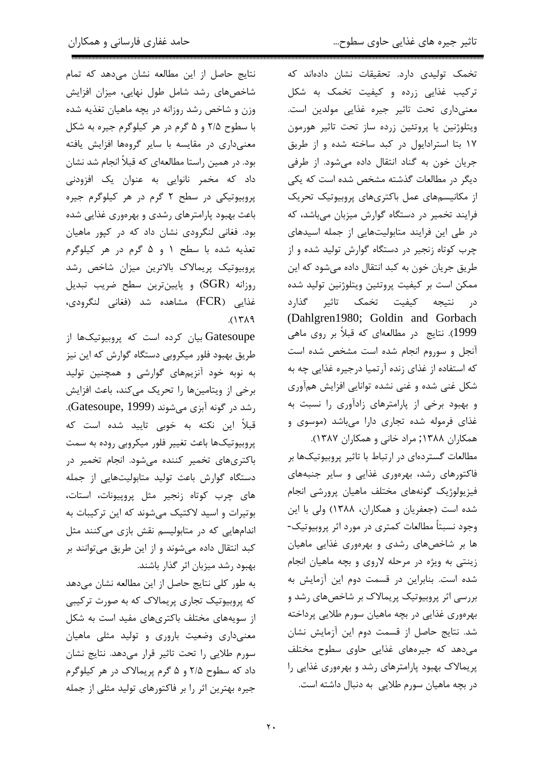تخمک تولیدی دارد. تحقیقات نشان داده‌اند که ترکیب غذایی زرده و کیفیت تخمک به شکل معنی‌داری تحت تاثیر جیره غذایی مولدین است. ویتلوژنین یا پروتئین زرده ساز تحت تاثیر هورمون ۱۷ بتا استرادایول در کبد ساخته شده و از طریق جریان خون به گناد انتقال داده می‌شود. از طرفی دیگر در مطالعات گذشته مشخص شده است که یکی از مکانیسم‌های عمل باکتری‌های پروبیوتیک تحریک فرایند تخمیر در دستگاه گوارش میزبان می‌باشد، که در طی این فرایند متابولیت‌هایی از جمله اسیدهای چرب کوتاه زنجیر در دستگاه گوارش تولید شده و از طریق جریان خون به کبد انتقال داده می‌شود که این ممکن است بر کیفیت پروتئین ویتلوژنین تولید شده در نتیجه کیفیت تخمک تاثیر گذارد (Dahlgren1980; Goldin and Gorbach 1999). نتایج در مطالعه‌ای که قبلاً بر روی ماهی آنجل و سوروم انجام شده است مشخص شده است که استفاده از غذای زنده آرتمیا درجیره غذایی چه به شکل غنی شده و غنی نشده توانایی افزایش هم‌آوری و بهبود برخی از پارامترهای زادآوری را نسبت به غذای فرموله شده تجاری دارا می‌باشد (موسوی و همکاران ۱۳۸۸; مراد خانی و همکاران ۱۳۸۷).

مطالعات گسترده‌ای در ارتباط با تاثیر پروبیوتیک‌ها بر فاکتورهای رشد، بهره‌وری غذایی و سایر جنبه‌های فیزیولوژیک گونه‌های مختلف ماهیان پرورشی انجام شده است (جعفریان و همکاران، ۱۳۸۸) ولی با این وجود نسبتاً مطالعات کمتری در مورد اثر پروبیوتیک-ها بر شاخص‌های رشدی و بهره‌وری غذایی ماهیان زینتی به ویژه در مرحله لاروی و بچه ماهیان انجام شده است. بنابراین در قسمت دوم این آزمایش به بررسی اثر پروبیوتیک پریمالاک بر شاخص‌های رشد و بهره‌وری غذایی در بچه ماهیان سورم طلایی پرداخته شد. نتایج حاصل از قسمت دوم این آزمایش نشان می‌دهد که جیره‌های غذایی حاوی سطوح مختلف پریمالاک بهبود پارامترهای رشد و بهره‌وری غذایی را در بچه ماهیان سورم طلایی به دنبال داشته است.

نتایج حاصل از این مطالعه نشان می‌دهد که تمام شاخص‌های رشد شامل طول نهایی، میزان افزایش وزن و شاخص رشد روزانه در بچه ماهیان تغذیه شده با سطوح ۲/۵ و ۵ گرم در هر کیلوگرم جیره به شکل معنی‌داری در مقایسه با سایر گروه‌ها افزایش یافته بود. در همین راستا مطالعه‌ای که قبلاً انجام شد نشان داد که مخمر نانوایی به عنوان یک افزودنی پروبیوتیکی در سطح ۲ گرم در هر کیلوگرم جیره باعث بهبود پارامترهای رشدی و بهره‌وری غذایی شده بود. فغانی لنگرودی نشان داد که در کپور ماهیان تغذیه شده با سطح ۱ و ۵ گرم در هر کیلوگرم پروبیوتیک پریمالاک بالاترین میزان شاخص رشد روزانه (SGR) و پایین‌ترین سطح ضریب تبدیل غذایی (FCR) مشاهده شد (فغانی لنگرودی، ۱۳۸۹).

Gatesoupe بیان کرده است که پروبیوتیک‌ها از طریق بهبود فلور میکروبی دستگاه گوارش که این نیز به نوبه خود آنزیم‌های گوارشی و همچنین تولید برخی از ویتامین‌ها را تحریک می‌کند، باعث افزایش رشد در گونه آبزی می‌شوند (Gatesoupe, 1999). قبلاً این نکته به خوبی تایید شده است که پروبیوتیک‌ها باعث تغییر فلور میکروبی روده به سمت باکتری‌های تخمیر کننده می‌شود. انجام تخمیر در دستگاه گوارش باعث تولید متابولیت‌هایی از جمله های چرب کوتاه زنجیر مثل پروپیونات، استات، بوتیرات و اسید لاکتیک می‌شوند که این ترکیبات به اندام‌هایی که در متابولیسم نقش بازی می‌کنند مثل کبد انتقال داده می‌شوند و از این طریق می‌توانند بر بهبود رشد میزبان اثر گذار باشند.

به طور کلی نتایج حاصل از این مطالعه نشان می‌دهد که پروبیوتیک تجاری پریمالاک که به صورت ترکیبی از سویه‌های مختلف باکتری‌های مفید است به شکل معنی‌داری وضعیت باروری و تولید مثلی ماهیان سورم طلایی را تحت تاثیر قرار می‌دهد. نتایج نشان داد که سطوح ۲/۵ و ۵ گرم پریمالاک در هر کیلوگرم جیره بهترین اثر را بر فاکتورهای تولید مثلی از جمله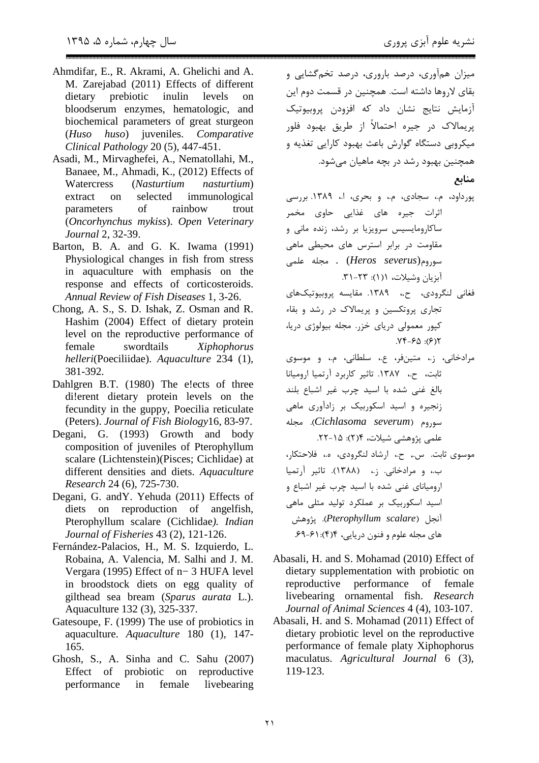میزان هم‌آوری، درصد باروری، درصد تخم‌گشایی و بقای لاروها داشته است. همچنین در قسمت دوم این آزمایش نتایج نشان داد که افزودن پروبیوتیک پریمالاک در جیره احتمالاً از طریق بهبود فلور میکروبی دستگاه گوارش باعث بهبود کارایی تغذیه و همچنین بهبود رشد در بچه ماهیان می‌شود.

## منابع

پورداود، م.، سجادی، م.، و بحری، ا.، ۱۳۸۹. بررسی اثرات جیره های غذایی حاوی مخمر ساکارومایسیس سرویزیا بر رشد، زنده مانی و مقاومت در برابر استرس های محیطی ماهی سوروم(*Heros severus*) . مجله علمی آبزیان وشیلات، ۱(۱): ۲۳-۳۱.

فغانی لنگرودی، ح.، ۱۳۸۹. مقایسه پروبیوتیک‌های تجاری پروتکسین و پریمالاک در رشد و بقاء کپور معمولی دریای خزر. مجله بیولوژی دریا، ۲(۶): ۶۵-۷۴.

مرادخانی، ز.، متین‌فر، ع.، سلطانی، م.، و موسوی ثابت، ح.، ۱۳۸۷. تاثیر کاربرد آرتمیا ارومیانا بالغ غنی شده با اسید چرب غیر اشباع بلند زنجیره و اسید اسکوربیک بر زادآوری ماهی سوروم (*Cichlasoma severum*). مجله علمی پژوهشی شیلات، ۴(۲): ۱۵-۲۲.

موسوی ثابت. س،. ح.، ارشاد لنگرودی، ه.، فلاحتکار، ب.، و مرادخانی. ز.، (۱۳۸۸). تاثیر آرتمیا ارومیانای غنی شده با اسید چرب غیر اشباع و اسید اسکوربیک بر عملکرد تولید مثلی ماهی آنجل (*Pterophyllum scalare*). پژوهش های مجله علوم و فنون دریایی، ۴(۴):۶۱-۶۹.

Abasali, H. and S. Mohamad (2010) Effect of dietary supplementation with probiotic on reproductive performance of female livebearing ornamental fish. *Research Journal of Animal Sciences* 4 (4), 103-107.

Abasali, H. and S. Mohamad (2011) Effect of dietary probiotic level on the reproductive performance of female platy Xiphophorus maculatus. *Agricultural Journal* 6 (3), 119-123.

Ahmdifar, E., R. Akrami, A. Ghelichi and A. M. Zarejabad (2011) Effects of different dietary prebiotic inulin levels on bloodserum enzymes, hematologic, and biochemical parameters of great sturgeon (*Huso huso*) juveniles. *Comparative Clinical Pathology* 20 (5), 447-451.

Asadi, M., Mirvaghefei, A., Nematollahi, M., Banaee, M., Ahmadi, K., (2012) Effects of Watercress (*Nasturtium nasturtium*) extract on selected immunological parameters of rainbow trout (*Oncorhynchus mykiss*). *Open Veterinary Journal* 2, 32-39.

Barton, B. A. and G. K. Iwama (1991) Physiological changes in fish from stress in aquaculture with emphasis on the response and effects of corticosteroids. *Annual Review of Fish Diseases* 1, 3-26.

Chong, A. S., S. D. Ishak, Z. Osman and R. Hashim (2004) Effect of dietary protein level on the reproductive performance of female swordtails *Xiphophorus helleri*(Poeciliidae). *Aquaculture* 234 (1), 381-392.

Dahlgren B.T. (1980) The e!ects of three di!erent dietary protein levels on the fecundity in the guppy, Poecilia reticulate (Peters). *Journal of Fish Biology*16, 83-97.

Degani, G. (1993) Growth and body composition of juveniles of Pterophyllum scalare (Lichtenstein)(Pisces; Cichlidae) at different densities and diets. *Aquaculture Research* 24 (6), 725-730.

Degani, G. andY. Yehuda (2011) Effects of diets on reproduction of angelfish, Pterophyllum scalare (Cichlidae*). Indian Journal of Fisheries* 43 (2), 121-126.

Fernández-Palacios, H., M. S. Izquierdo, L. Robaina, A. Valencia, M. Salhi and J. M. Vergara (1995) Effect of n− 3 HUFA level in broodstock diets on egg quality of gilthead sea bream (*Sparus aurata* L.). Aquaculture 132 (3), 325-337.

Gatesoupe, F. (1999) The use of probiotics in aquaculture. *Aquaculture* 180 (1), 147-165.

Ghosh, S., A. Sinha and C. Sahu (2007) Effect of probiotic on reproductive performance in female livebearing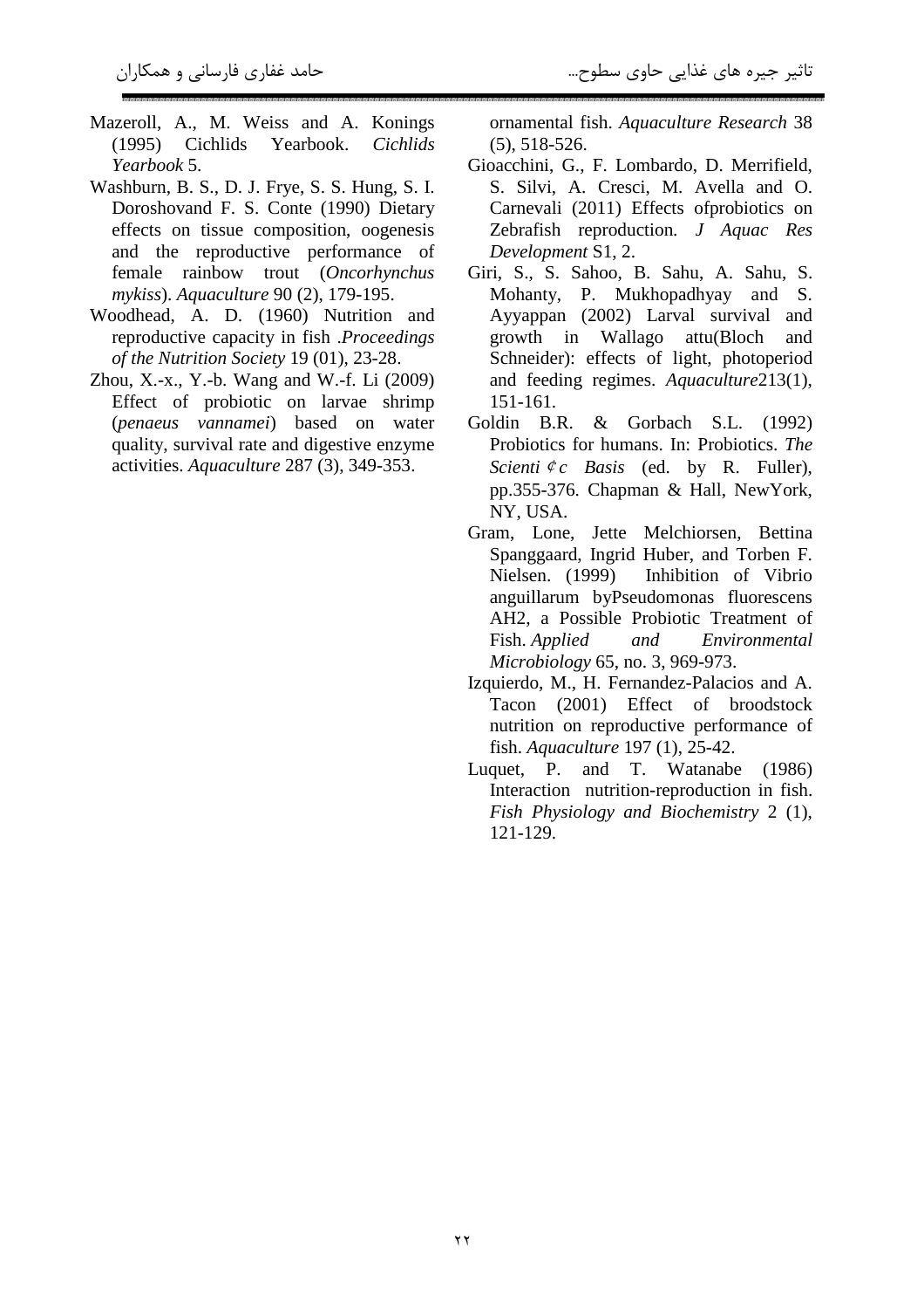Mazeroll, A., M. Weiss and A. Konings (1995) Cichlids Yearbook. *Cichlids Yearbook* 5.

Washburn, B. S., D. J. Frye, S. S. Hung, S. I. Doroshovand F. S. Conte (1990) Dietary effects on tissue composition, oogenesis and the reproductive performance of female rainbow trout (*Oncorhynchus mykiss*). *Aquaculture* 90 (2), 179-195.

Woodhead, A. D. (1960) Nutrition and reproductive capacity in fish .*Proceedings of the Nutrition Society* 19 (01), 23-28.

Zhou, X.-x., Y.-b. Wang and W.-f. Li (2009) Effect of probiotic on larvae shrimp (*penaeus vannamei*) based on water quality, survival rate and digestive enzyme activities. *Aquaculture* 287 (3), 349-353.

ornamental fish. *Aquaculture Research* 38 (5), 518-526.

Gioacchini, G., F. Lombardo, D. Merrifield, S. Silvi, A. Cresci, M. Avella and O. Carnevali (2011) Effects ofprobiotics on Zebrafish reproduction. *J Aquac Res Development* S1, 2.

Giri, S., S. Sahoo, B. Sahu, A. Sahu, S. Mohanty, P. Mukhopadhyay and S. Ayyappan (2002) Larval survival and growth in Wallago attu(Bloch and Schneider): effects of light, photoperiod and feeding regimes. *Aquaculture*213(1), 151-161.

Goldin B.R. & Gorbach S.L. (1992) Probiotics for humans. In: Probiotics. *The Scienti ¢c Basis* (ed. by R. Fuller), pp.355-376. Chapman & Hall, NewYork, NY, USA.

Gram, Lone, Jette Melchiorsen, Bettina Spanggaard, Ingrid Huber, and Torben F. Nielsen. (1999) Inhibition of Vibrio anguillarum byPseudomonas fluorescens AH2, a Possible Probiotic Treatment of Fish. *Applied and Environmental Microbiology* 65, no. 3, 969-973.

Izquierdo, M., H. Fernandez-Palacios and A. Tacon (2001) Effect of broodstock nutrition on reproductive performance of fish. *Aquaculture* 197 (1), 25-42.

Luquet, P. and T. Watanabe (1986) Interaction nutrition-reproduction in fish. *Fish Physiology and Biochemistry* 2 (1), 121-129.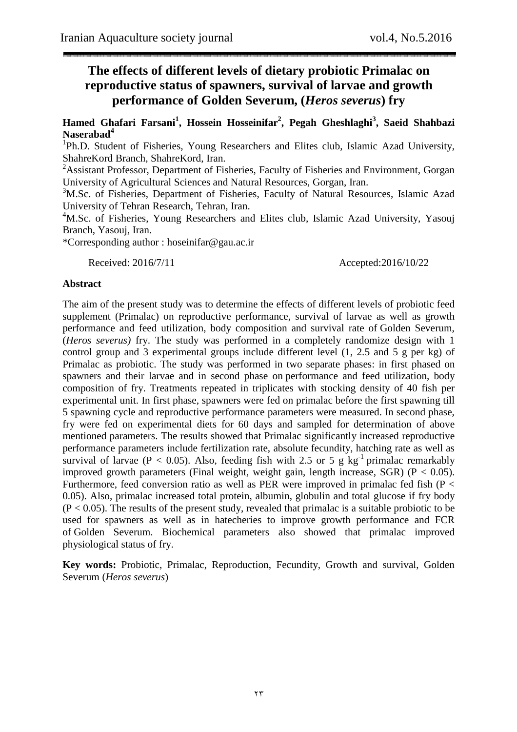# The effects of different levels of dietary probiotic Primalac on reproductive status of spawners, survival of larvae and growth performance of Golden Severum, (*Heros severus*) fry

**Hamed Ghafari Farsani[1], Hossein Hosseinifar[2], Pegah Gheshlaghi[3], Saeid Shahbazi Naserabad[4]**

[1]Ph.D. Student of Fisheries, Young Researchers and Elites club, Islamic Azad University, ShahreKord Branch, ShahreKord, Iran.

[2]Assistant Professor, Department of Fisheries, Faculty of Fisheries and Environment, Gorgan University of Agricultural Sciences and Natural Resources, Gorgan, Iran.

[3]M.Sc. of Fisheries, Department of Fisheries, Faculty of Natural Resources, Islamic Azad University of Tehran Research, Tehran, Iran.

[4]M.Sc. of Fisheries, Young Researchers and Elites club, Islamic Azad University, Yasouj Branch, Yasouj, Iran.

*Corresponding author : hoseinifar@gau.ac.ir

Received: 2016/7/11 Accepted:2016/10/22

**Abstract**

The aim of the present study was to determine the effects of different levels of probiotic feed supplement (Primalac) on reproductive performance, survival of larvae as well as growth performance and feed utilization, body composition and survival rate of Golden Severum, (*Heros severus)* fry. The study was performed in a completely randomize design with 1 control group and 3 experimental groups include different level (1, 2.5 and 5 g per kg) of Primalac as probiotic. The study was performed in two separate phases: in first phased on spawners and their larvae and in second phase on performance and feed utilization, body composition of fry. Treatments repeated in triplicates with stocking density of 40 fish per experimental unit. In first phase, spawners were fed on primalac before the first spawning till 5 spawning cycle and reproductive performance parameters were measured. In second phase, fry were fed on experimental diets for 60 days and sampled for determination of above mentioned parameters. The results showed that Primalac significantly increased reproductive performance parameters include fertilization rate, absolute fecundity, hatching rate as well as survival of larvae ($P < 0.05$). Also, feeding fish with 2.5 or 5 g $kg^{-1}$ primalac remarkably improved growth parameters (Final weight, weight gain, length increase, SGR) ($P < 0.05$). Furthermore, feed conversion ratio as well as PER were improved in primalac fed fish ($P < 0.05$). Also, primalac increased total protein, albumin, globulin and total glucose if fry body ($P < 0.05$). The results of the present study, revealed that primalac is a suitable probiotic to be used for spawners as well as in hatecheries to improve growth performance and FCR of Golden Severum. Biochemical parameters also showed that primalac improved physiological status of fry.

**Key words:** Probiotic, Primalac, Reproduction, Fecundity, Growth and survival, Golden Severum (*Heros severus*)